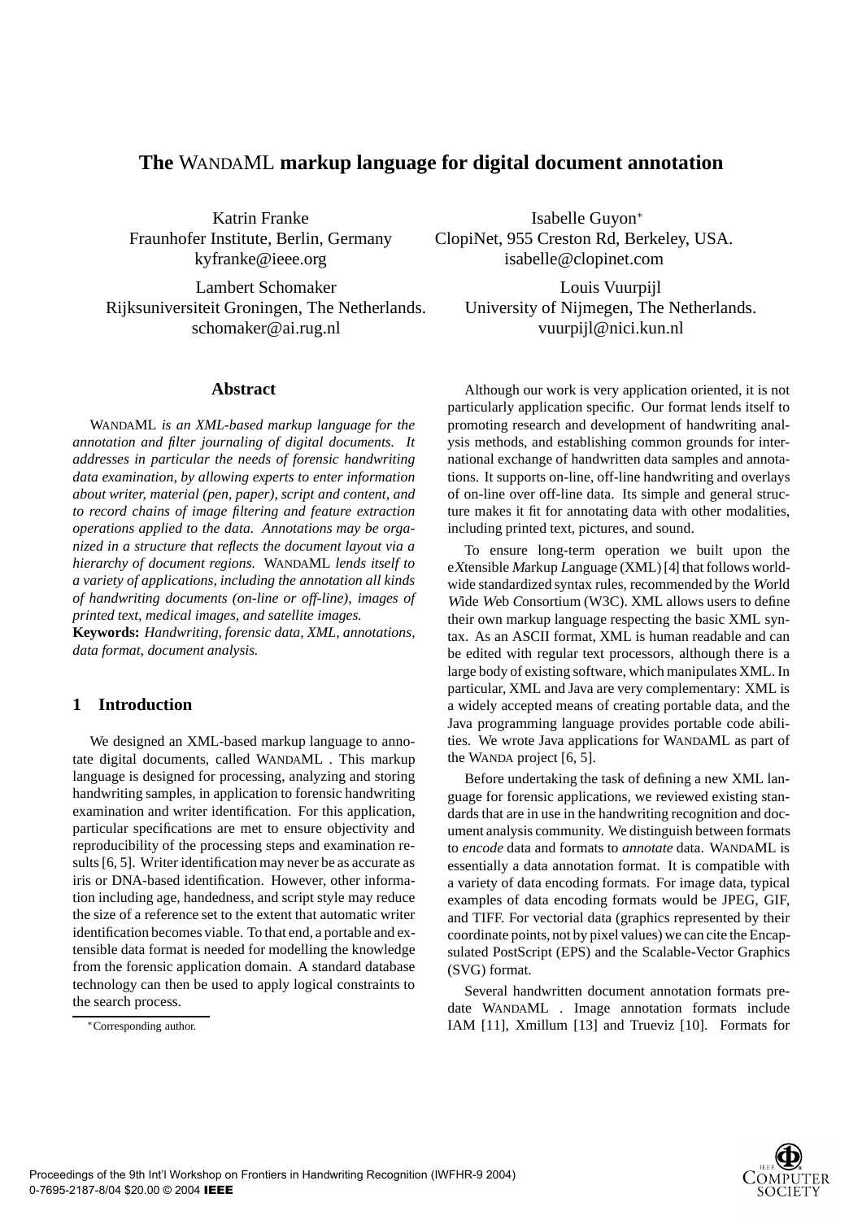# The WANDAML markup language for digital document annotation

Katrin Franke
Fraunhofer Institute, Berlin, Germany
kyfranke@ieee.org

Isabelle Guyon*
ClopiNet, 955 Creston Rd, Berkeley, USA.
isabelle@clopinet.com

Lambert Schomaker
Rijksuniversiteit Groningen, The Netherlands.
schomaker@ai.rug.nl

Louis Vuurpijl
University of Nijmegen, The Netherlands.
vuurpijl@nici.kun.nl

## Abstract

*WANDAML is an XML-based markup language for the annotation and filter journaling of digital documents. It addresses in particular the needs of forensic handwriting data examination, by allowing experts to enter information about writer, material (pen, paper), script and content, and to record chains of image filtering and feature extraction operations applied to the data. Annotations may be organized in a structure that reflects the document layout via a hierarchy of document regions. WANDAML lends itself to a variety of applications, including the annotation all kinds of handwriting documents (on-line or off-line), images of printed text, medical images, and satellite images.*

**Keywords:** *Handwriting, forensic data, XML, annotations, data format, document analysis.*

## 1 Introduction

We designed an XML-based markup language to annotate digital documents, called WANDAML . This markup language is designed for processing, analyzing and storing handwriting samples, in application to forensic handwriting examination and writer identification. For this application, particular specifications are met to ensure objectivity and reproducibility of the processing steps and examination results [6, 5]. Writer identification may never be as accurate as iris or DNA-based identification. However, other information including age, handedness, and script style may reduce the size of a reference set to the extent that automatic writer identification becomes viable. To that end, a portable and extensible data format is needed for modelling the knowledge from the forensic application domain. A standard database technology can then be used to apply logical constraints to the search process.

*Corresponding author.

Although our work is very application oriented, it is not particularly application specific. Our format lends itself to promoting research and development of handwriting analysis methods, and establishing common grounds for international exchange of handwritten data samples and annotations. It supports on-line, off-line handwriting and overlays of on-line over off-line data. Its simple and general structure makes it fit for annotating data with other modalities, including printed text, pictures, and sound.

To ensure long-term operation we built upon the e*X*tensible *M*arkup *L*anguage (XML) [4] that follows worldwide standardized syntax rules, recommended by the *W*orld *W*ide *W*eb *C*onsortium (W3C). XML allows users to define their own markup language respecting the basic XML syntax. As an ASCII format, XML is human readable and can be edited with regular text processors, although there is a large body of existing software, which manipulates XML. In particular, XML and Java are very complementary: XML is a widely accepted means of creating portable data, and the Java programming language provides portable code abilities. We wrote Java applications for WANDAML as part of the WANDA project [6, 5].

Before undertaking the task of defining a new XML language for forensic applications, we reviewed existing standards that are in use in the handwriting recognition and document analysis community. We distinguish between formats to *encode* data and formats to *annotate* data. WANDAML is essentially a data annotation format. It is compatible with a variety of data encoding formats. For image data, typical examples of data encoding formats would be JPEG, GIF, and TIFF. For vectorial data (graphics represented by their coordinate points, not by pixel values) we can cite the Encapsulated PostScript (EPS) and the Scalable-Vector Graphics (SVG) format.

Several handwritten document annotation formats predate WANDAML . Image annotation formats include IAM [11], Xmillum [13] and Trueviz [10]. Formats for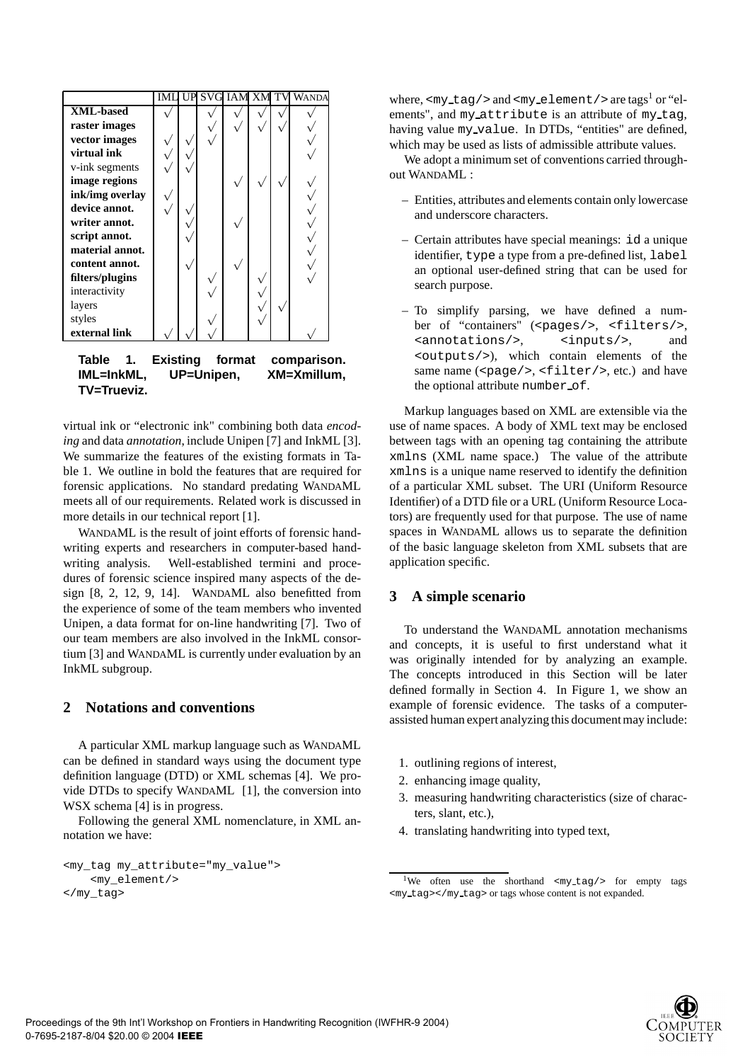|  | IML | UP | SVG | IAM | XM | TV | WANDA |
|---|---|---|---|---|---|---|---|
| **XML-based** | √ |  | √ | √ | √ | √ | √ |
| **raster images** |  |  | √ | √ | √ | √ | √ |
| **vector images** | √ | √ | √ |  |  |  | √ |
| **virtual ink** | √ | √ |  |  |  |  | √ |
| v-ink segments | √ | √ |  |  |  |  |  |
| **image regions** |  |  |  | √ | √ | √ | √ |
| **ink/img overlay** | √ |  |  |  |  |  | √ |
| **device annot.** | √ | √ |  |  |  |  | √ |
| **writer annot.** |  | √ |  | √ |  |  | √ |
| **script annot.** |  | √ |  |  |  |  | √ |
| **material annot.** |  |  |  |  |  |  | √ |
| **content annot.** |  | √ |  | √ |  |  | √ |
| **filters/plugins** |  |  | √ |  | √ |  | √ |
| interactivity |  |  | √ |  | √ |  |  |
| layers |  |  |  |  | √ | √ |  |
| styles |  |  | √ |  | √ |  |  |
| **external link** | √ | √ | √ |  |  |  | √ |

**Table 1. Existing format comparison. IML=InkML, UP=Unipen, XM=Xmillum, TV=Trueviz.**

virtual ink or "electronic ink" combining both data *encoding* and data *annotation*, include Unipen [7] and InkML [3]. We summarize the features of the existing formats in Table 1. We outline in bold the features that are required for forensic applications. No standard predating WANDAML meets all of our requirements. Related work is discussed in more details in our technical report [1].

WANDAML is the result of joint efforts of forensic handwriting experts and researchers in computer-based handwriting analysis. Well-established termini and procedures of forensic science inspired many aspects of the design [8, 2, 12, 9, 14]. WANDAML also benefitted from the experience of some of the team members who invented Unipen, a data format for on-line handwriting [7]. Two of our team members are also involved in the InkML consortium [3] and WANDAML is currently under evaluation by an InkML subgroup.

## 2 Notations and conventions

A particular XML markup language such as WANDAML can be defined in standard ways using the document type definition language (DTD) or XML schemas [4]. We provide DTDs to specify WANDAML [1], the conversion into WSX schema [4] is in progress.

Following the general XML nomenclature, in XML annotation we have:

```
<my_tag my_attribute="my_value">
    <my_element/>
</my_tag>
```

where, `<my_tag/>` and `<my_element/>` are tags[1] or "elements", and `my_attribute` is an attribute of `my_tag`, having value `my_value`. In DTDs, "entities" are defined, which may be used as lists of admissible attribute values.

We adopt a minimum set of conventions carried throughout WANDAML :

- Entities, attributes and elements contain only lowercase and underscore characters.
- Certain attributes have special meanings: `id` a unique identifier, `type` a type from a pre-defined list, `label` an optional user-defined string that can be used for search purpose.
- To simplify parsing, we have defined a number of "containers" (`<pages/>`, `<filters/>`, `<annotations/>`, `<inputs/>`, and `<outputs/>`), which contain elements of the same name (`<page/>`, `<filter/>`, etc.) and have the optional attribute `number_of`.

Markup languages based on XML are extensible via the use of name spaces. A body of XML text may be enclosed between tags with an opening tag containing the attribute `xmlns` (XML name space.) The value of the attribute `xmlns` is a unique name reserved to identify the definition of a particular XML subset. The URI (Uniform Resource Identifier) of a DTD file or a URL (Uniform Resource Locators) are frequently used for that purpose. The use of name spaces in WANDAML allows us to separate the definition of the basic language skeleton from XML subsets that are application specific.

## 3 A simple scenario

To understand the WANDAML annotation mechanisms and concepts, it is useful to first understand what it was originally intended for by analyzing an example. The concepts introduced in this Section will be later defined formally in Section 4. In Figure 1, we show an example of forensic evidence. The tasks of a computer-assisted human expert analyzing this document may include:

1. outlining regions of interest,
2. enhancing image quality,
3. measuring handwriting characteristics (size of characters, slant, etc.),
4. translating handwriting into typed text,

[1] We often use the shorthand `<my_tag/>` for empty tags `<my_tag></my_tag>` or tags whose content is not expanded.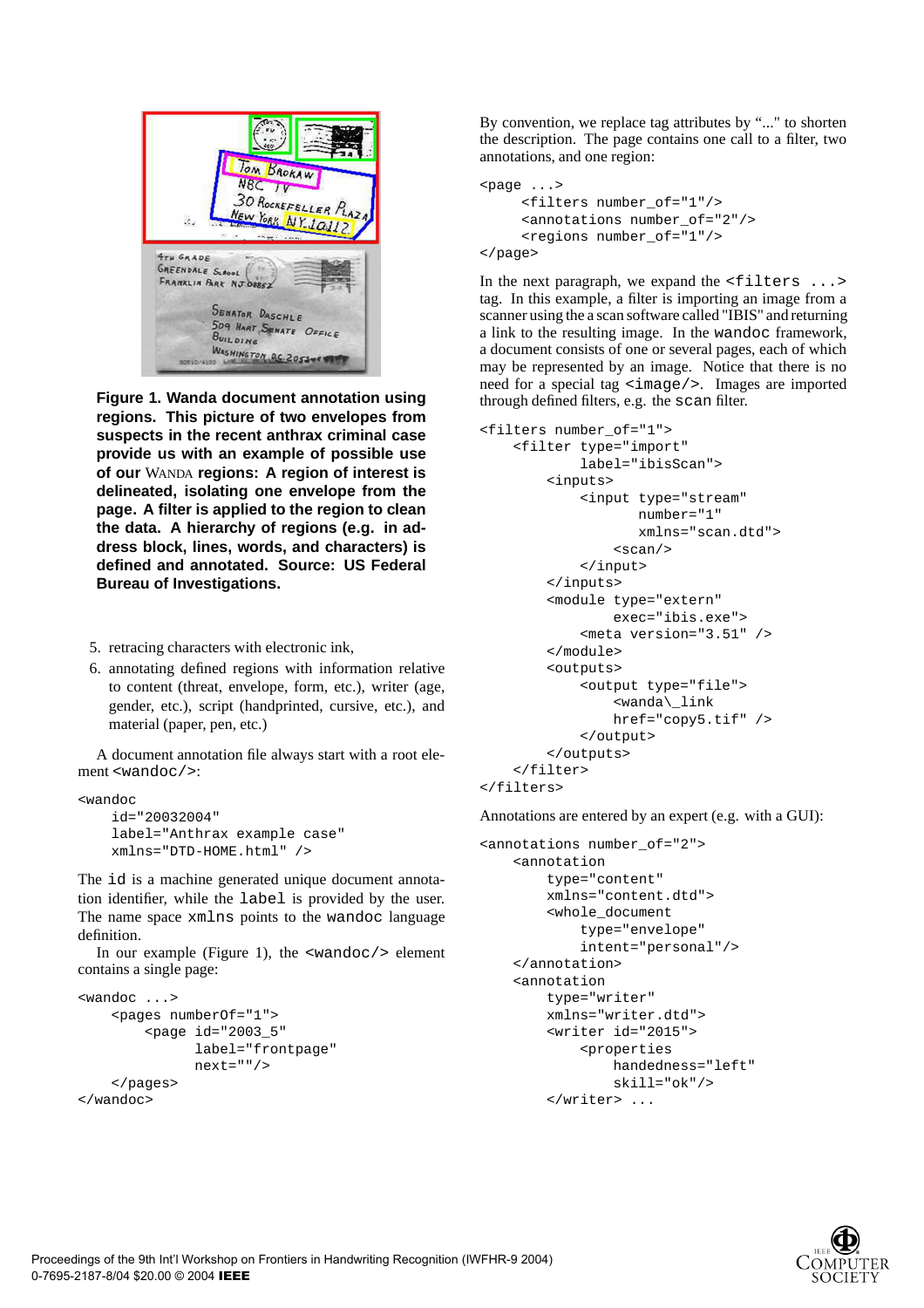**Figure 1. Wanda document annotation using regions. This picture of two envelopes from suspects in the recent anthrax criminal case provide us with an example of possible use of our WANDA regions: A region of interest is delineated, isolating one envelope from the page. A filter is applied to the region to clean the data. A hierarchy of regions (e.g. in address block, lines, words, and characters) is defined and annotated. Source: US Federal Bureau of Investigations.**

5. retracing characters with electronic ink,
6. annotating defined regions with information relative to content (threat, envelope, form, etc.), writer (age, gender, etc.), script (handprinted, cursive, etc.), and material (paper, pen, etc.)

A document annotation file always start with a root element `<wandoc/>`:

```
<wandoc
    id="20032004"
    label="Anthrax example case"
    xmlns="DTD-HOME.html" />
```

The `id` is a machine generated unique document annotation identifier, while the `label` is provided by the user. The name space `xmlns` points to the `wandoc` language definition.

In our example (Figure 1), the `<wandoc/>` element contains a single page:

```
<wandoc ...>
    <pages numberOf="1">
        <page id="2003_5"
              label="frontpage"
              next=""/>
    </pages>
</wandoc>
```

By convention, we replace tag attributes by "..." to shorten the description. The page contains one call to a filter, two annotations, and one region:

```
<page ...>
     <filters number_of="1"/>
     <annotations number_of="2"/>
     <regions number_of="1"/>
</page>
```

In the next paragraph, we expand the `<filters ...>` tag. In this example, a filter is importing an image from a scanner using the a scan software called "IBIS" and returning a link to the resulting image. In the `wandoc` framework, a document consists of one or several pages, each of which may be represented by an image. Notice that there is no need for a special tag `<image/>`. Images are imported through defined filters, e.g. the `scan` filter.

```
<filters number_of="1">
    <filter type="import"
            label="ibisScan">
        <inputs>
            <input type="stream"
                   number="1"
                   xmlns="scan.dtd">
                <scan/>
            </input>
        </inputs>
        <module type="extern"
                exec="ibis.exe">
            <meta version="3.51" />
        </module>
        <outputs>
            <output type="file">
                <wanda\_link
                href="copy5.tif" />
            </output>
        </outputs>
    </filter>
</filters>
```

Annotations are entered by an expert (e.g. with a GUI):

```
<annotations number_of="2">
    <annotation
        type="content"
        xmlns="content.dtd">
        <whole_document
            type="envelope"
            intent="personal"/>
    </annotation>
    <annotation
        type="writer"
        xmlns="writer.dtd">
        <writer id="2015">
            <properties
                handedness="left"
                skill="ok"/>
        </writer> ...
```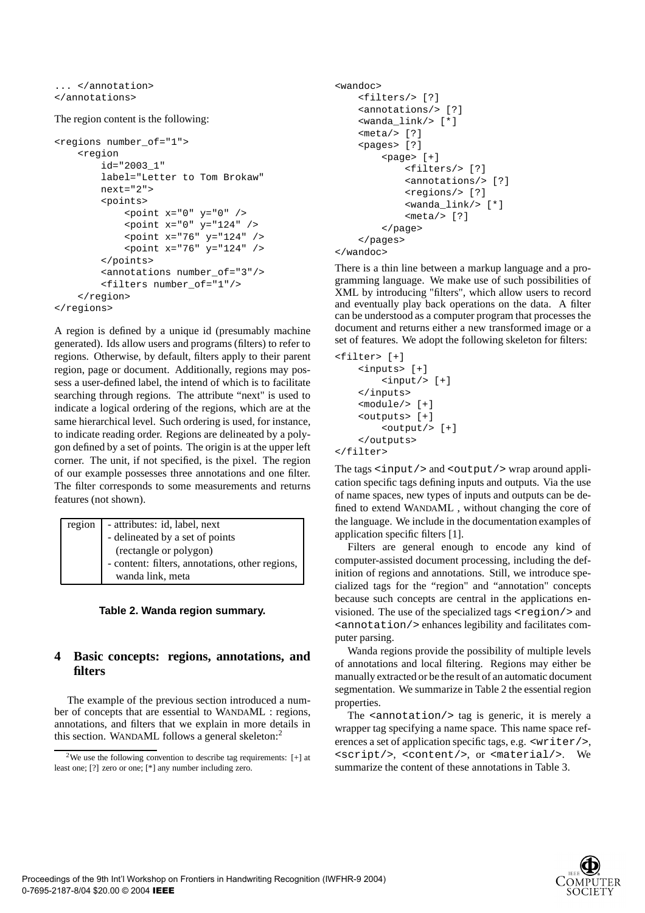```
... </annotation>
</annotations>
```

The region content is the following:

```
<regions number_of="1">
    <region
        id="2003_1"
        label="Letter to Tom Brokaw"
        next="2">
        <points>
            <point x="0" y="0" />
            <point x="0" y="124" />
            <point x="76" y="124" />
            <point x="76" y="124" />
        </points>
        <annotations number_of="3"/>
        <filters number_of="1"/>
    </region>
</regions>
```

A region is defined by a unique id (presumably machine generated). Ids allow users and programs (filters) to refer to regions. Otherwise, by default, filters apply to their parent region, page or document. Additionally, regions may possess a user-defined label, the intend of which is to facilitate searching through regions. The attribute "next" is used to indicate a logical ordering of the regions, which are at the same hierarchical level. Such ordering is used, for instance, to indicate reading order. Regions are delineated by a polygon defined by a set of points. The origin is at the upper left corner. The unit, if not specified, is the pixel. The region of our example possesses three annotations and one filter. The filter corresponds to some measurements and returns features (not shown).

| region | - attributes: id, label, next<br>- delineated by a set of points (rectangle or polygon)<br>- content: filters, annotations, other regions, wanda link, meta |
|---|---|

**Table 2. Wanda region summary.**

## 4 Basic concepts: regions, annotations, and filters

The example of the previous section introduced a number of concepts that are essential to WANDAML : regions, annotations, and filters that we explain in more details in this section. WANDAML follows a general skeleton:[2]

```
<wandoc>
    <filters/> [?]
    <annotations/> [?]
    <wanda_link/> [*]
    <meta/> [?]
    <pages> [?]
        <page> [+]
            <filters/> [?]
            <annotations/> [?]
            <regions/> [?]
            <wanda_link/> [*]
            <meta/> [?]
        </page>
    </pages>
</wandoc>
```

There is a thin line between a markup language and a programming language. We make use of such possibilities of XML by introducing "filters", which allow users to record and eventually play back operations on the data. A filter can be understood as a computer program that processes the document and returns either a new transformed image or a set of features. We adopt the following skeleton for filters:

```
<filter> [+]
    <inputs> [+]
        <input/> [+]
    </inputs>
    <module/> [+]
    <outputs> [+]
        <output/> [+]
    </outputs>
</filter>
```

The tags `<input/>` and `<output/>` wrap around application specific tags defining inputs and outputs. Via the use of name spaces, new types of inputs and outputs can be defined to extend WANDAML , without changing the core of the language. We include in the documentation examples of application specific filters [1].

Filters are general enough to encode any kind of computer-assisted document processing, including the definition of regions and annotations. Still, we introduce specialized tags for the "region" and "annotation" concepts because such concepts are central in the applications envisioned. The use of the specialized tags `<region/>` and `<annotation/>` enhances legibility and facilitates computer parsing.

Wanda regions provide the possibility of multiple levels of annotations and local filtering. Regions may either be manually extracted or be the result of an automatic document segmentation. We summarize in Table 2 the essential region properties.

The `<annotation/>` tag is generic, it is merely a wrapper tag specifying a name space. This name space references a set of application specific tags, e.g. `<writer/>`, `<script/>`, `<content/>`, or `<material/>`. We summarize the content of these annotations in Table 3.

[2] We use the following convention to describe tag requirements: [+] at least one; [?] zero or one; [*] any number including zero.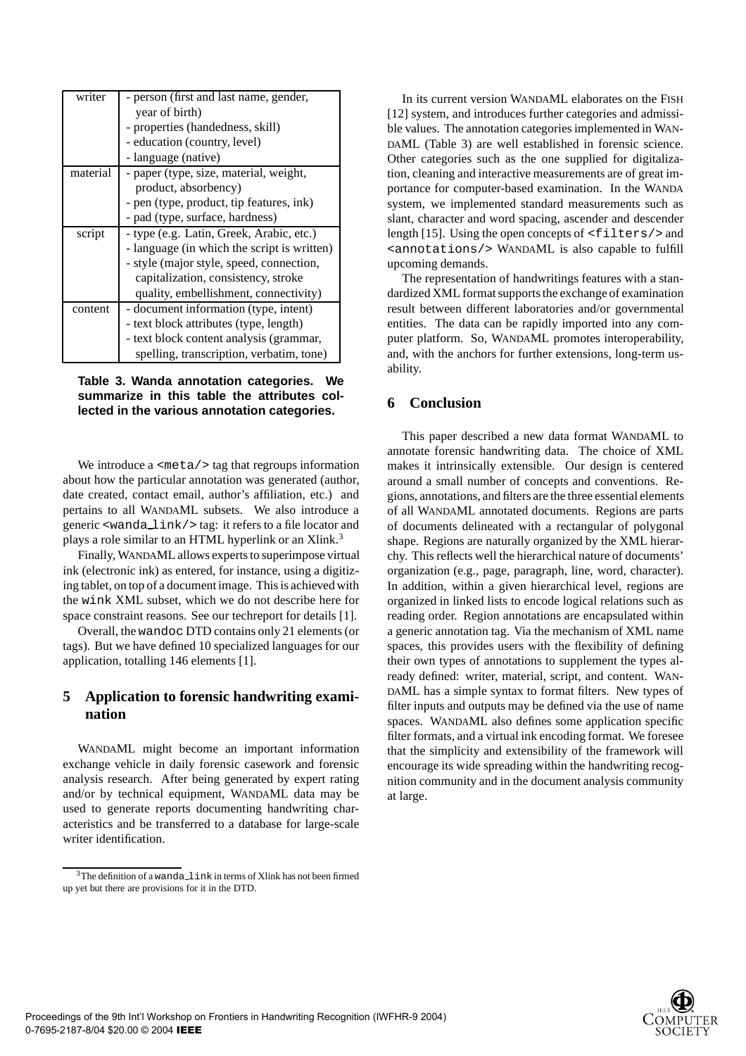| | |
|---|---|
| writer | - person (first and last name, gender, year of birth)<br>- properties (handedness, skill)<br>- education (country, level)<br>- language (native) |
| material | - paper (type, size, material, weight, product, absorbency)<br>- pen (type, product, tip features, ink)<br>- pad (type, surface, hardness) |
| script | - type (e.g. Latin, Greek, Arabic, etc.)<br>- language (in which the script is written)<br>- style (major style, speed, connection, capitalization, consistency, stroke quality, embellishment, connectivity) |
| content | - document information (type, intent)<br>- text block attributes (type, length)<br>- text block content analysis (grammar, spelling, transcription, verbatim, tone) |

**Table 3. Wanda annotation categories. We summarize in this table the attributes collected in the various annotation categories.**

We introduce a `<meta/>` tag that regroups information about how the particular annotation was generated (author, date created, contact email, author's affiliation, etc.) and pertains to all WANDAML subsets. We also introduce a generic `<wanda_link/>` tag: it refers to a file locator and plays a role similar to an HTML hyperlink or an Xlink.[3]

Finally, WANDAML allows experts to superimpose virtual ink (electronic ink) as entered, for instance, using a digitizing tablet, on top of a document image. This is achieved with the `wink` XML subset, which we do not describe here for space constraint reasons. See our techreport for details [1].

Overall, the `wandoc` DTD contains only 21 elements (or tags). But we have defined 10 specialized languages for our application, totalling 146 elements [1].

## 5 Application to forensic handwriting examination

WANDAML might become an important information exchange vehicle in daily forensic casework and forensic analysis research. After being generated by expert rating and/or by technical equipment, WANDAML data may be used to generate reports documenting handwriting characteristics and be transferred to a database for large-scale writer identification.

[3] The definition of a `wanda_link` in terms of Xlink has not been firmed up yet but there are provisions for it in the DTD.

In its current version WANDAML elaborates on the FISH [12] system, and introduces further categories and admissible values. The annotation categories implemented in WANDAML (Table 3) are well established in forensic science. Other categories such as the one supplied for digitalization, cleaning and interactive measurements are of great importance for computer-based examination. In the WANDA system, we implemented standard measurements such as slant, character and word spacing, ascender and descender length [15]. Using the open concepts of `<filters/>` and `<annotations/>` WANDAML is also capable to fulfill upcoming demands.

The representation of handwritings features with a standardized XML format supports the exchange of examination result between different laboratories and/or governmental entities. The data can be rapidly imported into any computer platform. So, WANDAML promotes interoperability, and, with the anchors for further extensions, long-term usability.

## 6 Conclusion

This paper described a new data format WANDAML to annotate forensic handwriting data. The choice of XML makes it intrinsically extensible. Our design is centered around a small number of concepts and conventions. Regions, annotations, and filters are the three essential elements of all WANDAML annotated documents. Regions are parts of documents delineated with a rectangular of polygonal shape. Regions are naturally organized by the XML hierarchy. This reflects well the hierarchical nature of documents' organization (e.g., page, paragraph, line, word, character). In addition, within a given hierarchical level, regions are organized in linked lists to encode logical relations such as reading order. Region annotations are encapsulated within a generic annotation tag. Via the mechanism of XML name spaces, this provides users with the flexibility of defining their own types of annotations to supplement the types already defined: writer, material, script, and content. WANDAML has a simple syntax to format filters. New types of filter inputs and outputs may be defined via the use of name spaces. WANDAML also defines some application specific filter formats, and a virtual ink encoding format. We foresee that the simplicity and extensibility of the framework will encourage its wide spreading within the handwriting recognition community and in the document analysis community at large.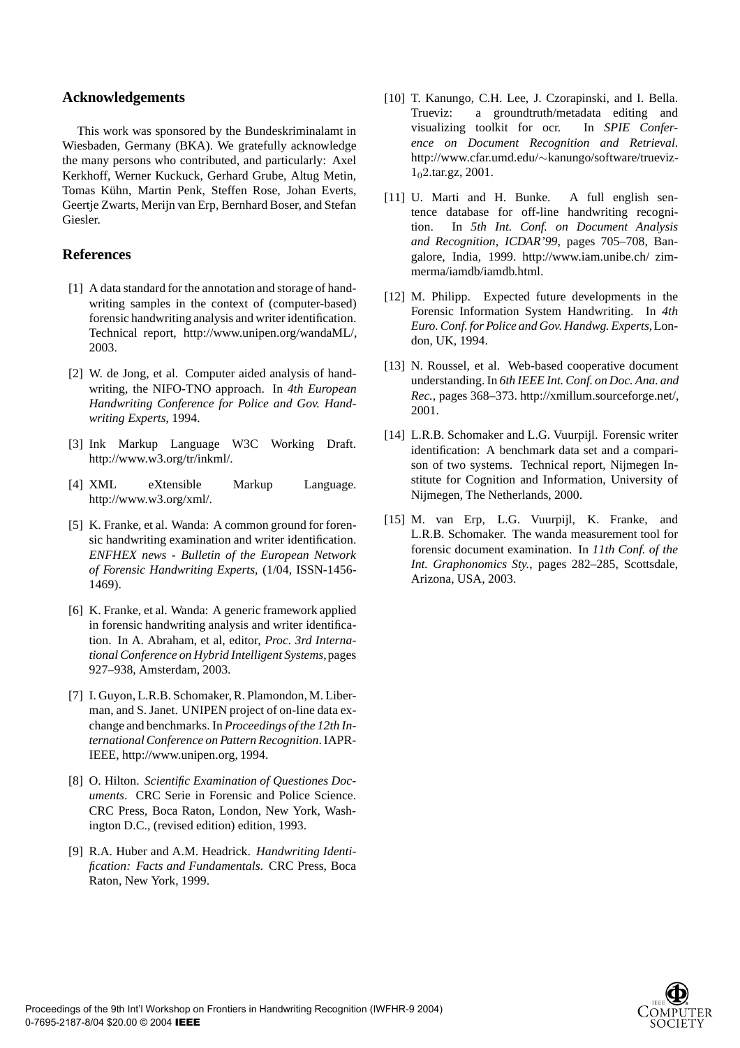## Acknowledgements

This work was sponsored by the Bundeskriminalamt in Wiesbaden, Germany (BKA). We gratefully acknowledge the many persons who contributed, and particularly: Axel Kerkhoff, Werner Kuckuck, Gerhard Grube, Altug Metin, Tomas Kühn, Martin Penk, Steffen Rose, Johan Everts, Geertje Zwarts, Merijn van Erp, Bernhard Boser, and Stefan Giesler.

## References

[1] A data standard for the annotation and storage of handwriting samples in the context of (computer-based) forensic handwriting analysis and writer identification. Technical report, http://www.unipen.org/wandaML/, 2003.

[2] W. de Jong, et al. Computer aided analysis of handwriting, the NIFO-TNO approach. In *4th European Handwriting Conference for Police and Gov. Handwriting Experts*, 1994.

[3] Ink Markup Language W3C Working Draft. http://www.w3.org/tr/inkml/.

[4] XML eXtensible Markup Language. http://www.w3.org/xml/.

[5] K. Franke, et al. Wanda: A common ground for forensic handwriting examination and writer identification. *ENFHEX news - Bulletin of the European Network of Forensic Handwriting Experts*, (1/04, ISSN-1456-1469).

[6] K. Franke, et al. Wanda: A generic framework applied in forensic handwriting analysis and writer identification. In A. Abraham, et al, editor, *Proc. 3rd International Conference on Hybrid Intelligent Systems*, pages 927–938, Amsterdam, 2003.

[7] I. Guyon, L.R.B. Schomaker, R. Plamondon, M. Liberman, and S. Janet. UNIPEN project of on-line data exchange and benchmarks. In *Proceedings of the 12th International Conference on Pattern Recognition*. IAPR-IEEE, http://www.unipen.org, 1994.

[8] O. Hilton. *Scientific Examination of Questiones Documents*. CRC Serie in Forensic and Police Science. CRC Press, Boca Raton, London, New York, Washington D.C., (revised edition) edition, 1993.

[9] R.A. Huber and A.M. Headrick. *Handwriting Identification: Facts and Fundamentals*. CRC Press, Boca Raton, New York, 1999.

[10] T. Kanungo, C.H. Lee, J. Czorapinski, and I. Bella. Trueviz: a groundtruth/metadata editing and visualizing toolkit for ocr. In *SPIE Conference on Document Recognition and Retrieval*. http://www.cfar.umd.edu/∼kanungo/software/trueviz-$1_0$2.tar.gz, 2001.

[11] U. Marti and H. Bunke. A full english sentence database for off-line handwriting recognition. In *5th Int. Conf. on Document Analysis and Recognition, ICDAR'99*, pages 705–708, Bangalore, India, 1999. http://www.iam.unibe.ch/ zimmerma/iamdb/iamdb.html.

[12] M. Philipp. Expected future developments in the Forensic Information System Handwriting. In *4th Euro. Conf. for Police and Gov. Handwg. Experts*, London, UK, 1994.

[13] N. Roussel, et al. Web-based cooperative document understanding. In *6th IEEE Int. Conf. on Doc. Ana. and Rec.*, pages 368–373. http://xmillum.sourceforge.net/, 2001.

[14] L.R.B. Schomaker and L.G. Vuurpijl. Forensic writer identification: A benchmark data set and a comparison of two systems. Technical report, Nijmegen Institute for Cognition and Information, University of Nijmegen, The Netherlands, 2000.

[15] M. van Erp, L.G. Vuurpijl, K. Franke, and L.R.B. Schomaker. The wanda measurement tool for forensic document examination. In *11th Conf. of the Int. Graphonomics Sty.*, pages 282–285, Scottsdale, Arizona, USA, 2003.